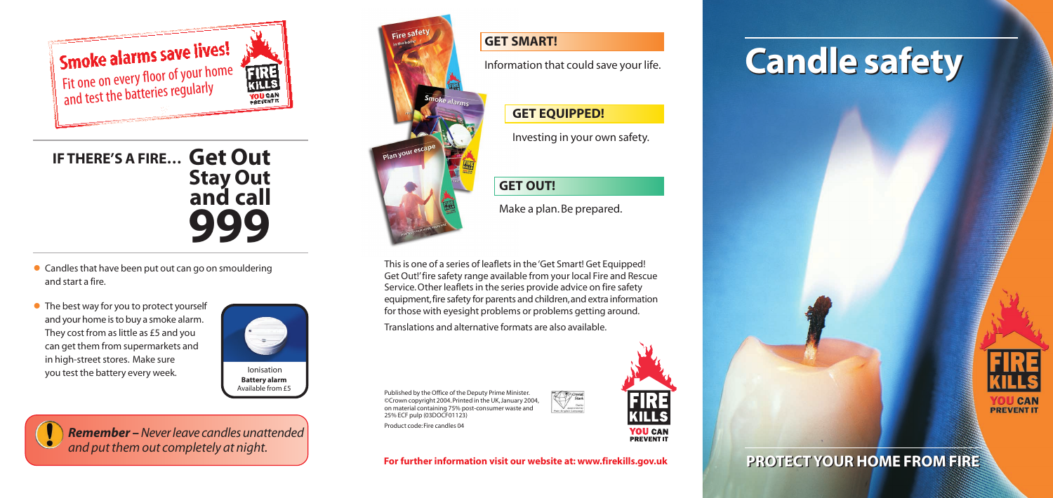**Smoke alarms save lives!**
Fit one on every floor of your home and test the batteries regularly

## IF THERE'S A FIRE... Get Out Stay Out and call 999

- Candles that have been put out can go on smouldering and start a fire.
- The best way for you to protect yourself and your home is to buy a smoke alarm. They cost from as little as £5 and you can get them from supermarkets and in high-street stores. Make sure you test the battery every week.

Ionisation
**Battery alarm**
Available from £5

***Remember –*** *Never leave candles unattended and put them out completely at night.*

### GET SMART!

Information that could save your life.

### GET EQUIPPED!

Investing in your own safety.

### GET OUT!

Make a plan. Be prepared.

This is one of a series of leaflets in the 'Get Smart! Get Equipped! Get Out!' fire safety range available from your local Fire and Rescue Service. Other leaflets in the series provide advice on fire safety equipment, fire safety for parents and children, and extra information for those with eyesight problems or problems getting around.

Translations and alternative formats are also available.

Published by the Office of the Deputy Prime Minister. ©Crown copyright 2004. Printed in the UK, January 2004, on material containing 75% post-consumer waste and 25% ECF pulp (03DOCF01123)

Product code: Fire candles 04

**For further information visit our website at: www.firekills.gov.uk**

# Candle safety

FIRE KILLS YOU CAN PREVENT IT

**PROTECT YOUR HOME FROM FIRE**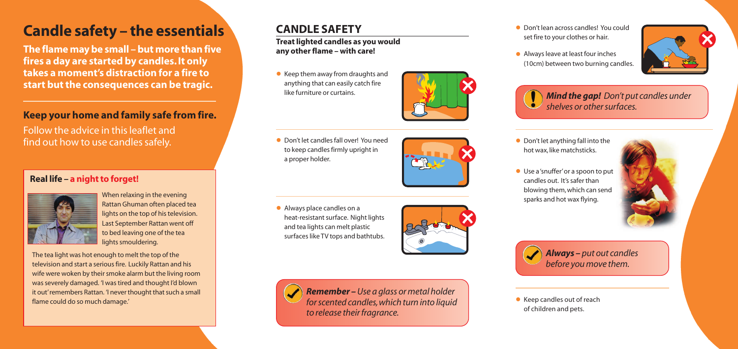# Candle safety – the essentials

**The flame may be small – but more than five fires a day are started by candles. It only takes a moment's distraction for a fire to start but the consequences can be tragic.**

## Keep your home and family safe from fire.

Follow the advice in this leaflet and find out how to use candles safely.

### Real life – a night to forget!

When relaxing in the evening Rattan Ghuman often placed tea lights on the top of his television. Last September Rattan went off to bed leaving one of the tea lights smouldering.

The tea light was hot enough to melt the top of the television and start a serious fire. Luckily Rattan and his wife were woken by their smoke alarm but the living room was severely damaged. 'I was tired and thought I'd blown it out' remembers Rattan. 'I never thought that such a small flame could do so much damage.'

## CANDLE SAFETY

**Treat lighted candles as you would any other flame – with care!**

- Keep them away from draughts and anything that can easily catch fire like furniture or curtains.

- Don't let candles fall over! You need to keep candles firmly upright in a proper holder.

- Always place candles on a heat-resistant surface. Night lights and tea lights can melt plastic surfaces like TV tops and bathtubs.

***Remember** – Use a glass or metal holder for scented candles, which turn into liquid to release their fragrance.*

- Don't lean across candles! You could set fire to your clothes or hair.
- Always leave at least four inches (10cm) between two burning candles.

***Mind the gap!** Don't put candles under shelves or other surfaces.*

- Don't let anything fall into the hot wax, like matchsticks.
- Use a 'snuffer' or a spoon to put candles out. It's safer than blowing them, which can send sparks and hot wax flying.

***Always** – put out candles before you move them.*

- Keep candles out of reach of children and pets.